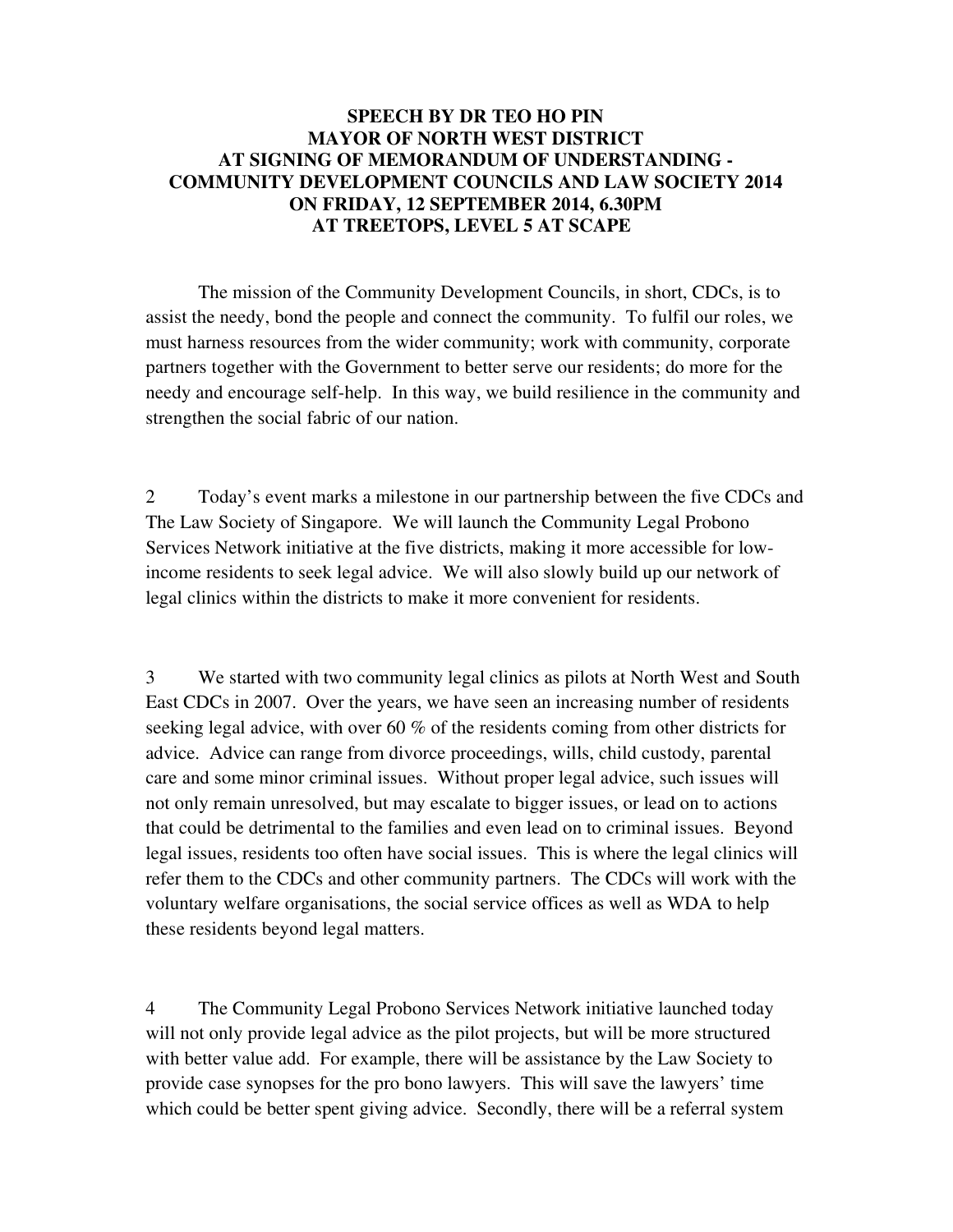**SPEECH BY DR TEO HO PIN**
**MAYOR OF NORTH WEST DISTRICT**
**AT SIGNING OF MEMORANDUM OF UNDERSTANDING - COMMUNITY DEVELOPMENT COUNCILS AND LAW SOCIETY 2014**
**ON FRIDAY, 12 SEPTEMBER 2014, 6.30PM**
**AT TREETOPS, LEVEL 5 AT SCAPE**

The mission of the Community Development Councils, in short, CDCs, is to assist the needy, bond the people and connect the community. To fulfil our roles, we must harness resources from the wider community; work with community, corporate partners together with the Government to better serve our residents; do more for the needy and encourage self-help. In this way, we build resilience in the community and strengthen the social fabric of our nation.

2 Today's event marks a milestone in our partnership between the five CDCs and The Law Society of Singapore. We will launch the Community Legal Probono Services Network initiative at the five districts, making it more accessible for low-income residents to seek legal advice. We will also slowly build up our network of legal clinics within the districts to make it more convenient for residents.

3 We started with two community legal clinics as pilots at North West and South East CDCs in 2007. Over the years, we have seen an increasing number of residents seeking legal advice, with over 60 % of the residents coming from other districts for advice. Advice can range from divorce proceedings, wills, child custody, parental care and some minor criminal issues. Without proper legal advice, such issues will not only remain unresolved, but may escalate to bigger issues, or lead on to actions that could be detrimental to the families and even lead on to criminal issues. Beyond legal issues, residents too often have social issues. This is where the legal clinics will refer them to the CDCs and other community partners. The CDCs will work with the voluntary welfare organisations, the social service offices as well as WDA to help these residents beyond legal matters.

4 The Community Legal Probono Services Network initiative launched today will not only provide legal advice as the pilot projects, but will be more structured with better value add. For example, there will be assistance by the Law Society to provide case synopses for the pro bono lawyers. This will save the lawyers' time which could be better spent giving advice. Secondly, there will be a referral system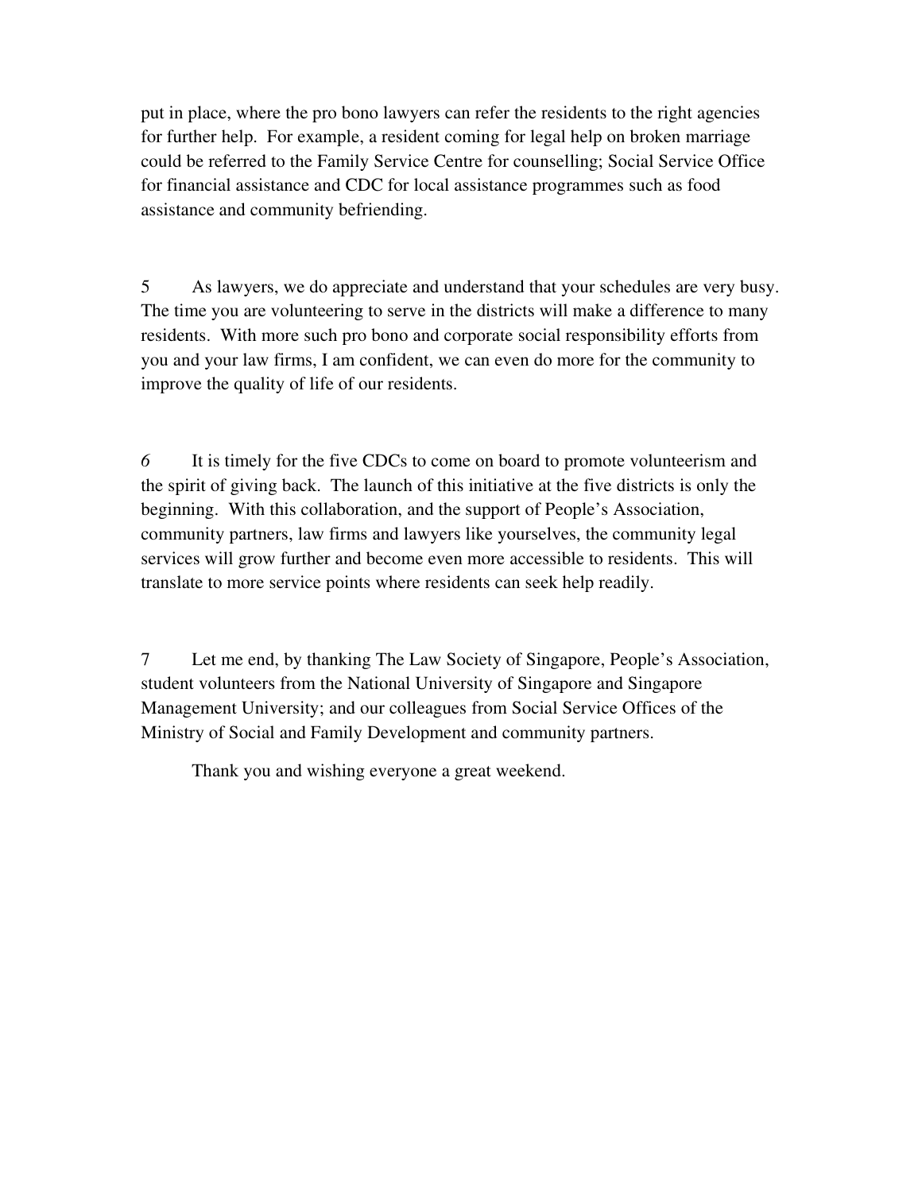put in place, where the pro bono lawyers can refer the residents to the right agencies for further help. For example, a resident coming for legal help on broken marriage could be referred to the Family Service Centre for counselling; Social Service Office for financial assistance and CDC for local assistance programmes such as food assistance and community befriending.

5 As lawyers, we do appreciate and understand that your schedules are very busy. The time you are volunteering to serve in the districts will make a difference to many residents. With more such pro bono and corporate social responsibility efforts from you and your law firms, I am confident, we can even do more for the community to improve the quality of life of our residents.

*6* It is timely for the five CDCs to come on board to promote volunteerism and the spirit of giving back. The launch of this initiative at the five districts is only the beginning. With this collaboration, and the support of People's Association, community partners, law firms and lawyers like yourselves, the community legal services will grow further and become even more accessible to residents. This will translate to more service points where residents can seek help readily.

7 Let me end, by thanking The Law Society of Singapore, People's Association, student volunteers from the National University of Singapore and Singapore Management University; and our colleagues from Social Service Offices of the Ministry of Social and Family Development and community partners.

Thank you and wishing everyone a great weekend.